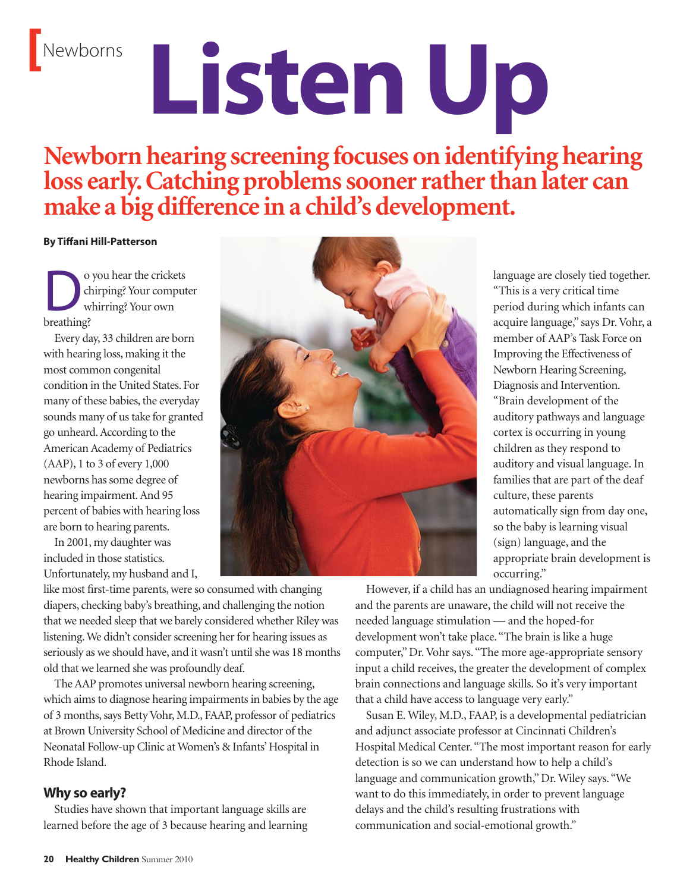Newborns

# Listen Up

## Newborn hearing screening focuses on identifying hearing loss early. Catching problems sooner rather than later can make a big difference in a child's development.

**By Tiffani Hill-Patterson**

Do you hear the crickets chirping? Your computer whirring? Your own breathing?

Every day, 33 children are born with hearing loss, making it the most common congenital condition in the United States. For many of these babies, the everyday sounds many of us take for granted go unheard. According to the American Academy of Pediatrics (AAP), 1 to 3 of every 1,000 newborns has some degree of hearing impairment. And 95 percent of babies with hearing loss are born to hearing parents.

In 2001, my daughter was included in those statistics. Unfortunately, my husband and I, like most first-time parents, were so consumed with changing diapers, checking baby's breathing, and challenging the notion that we needed sleep that we barely considered whether Riley was listening. We didn't consider screening her for hearing issues as seriously as we should have, and it wasn't until she was 18 months old that we learned she was profoundly deaf.

The AAP promotes universal newborn hearing screening, which aims to diagnose hearing impairments in babies by the age of 3 months, says Betty Vohr, M.D., FAAP, professor of pediatrics at Brown University School of Medicine and director of the Neonatal Follow-up Clinic at Women's & Infants' Hospital in Rhode Island.

### Why so early?

Studies have shown that important language skills are learned before the age of 3 because hearing and learning language are closely tied together. "This is a very critical time period during which infants can acquire language," says Dr. Vohr, a member of AAP's Task Force on Improving the Effectiveness of Newborn Hearing Screening, Diagnosis and Intervention. "Brain development of the auditory pathways and language cortex is occurring in young children as they respond to auditory and visual language. In families that are part of the deaf culture, these parents automatically sign from day one, so the baby is learning visual (sign) language, and the appropriate brain development is occurring."

However, if a child has an undiagnosed hearing impairment and the parents are unaware, the child will not receive the needed language stimulation — and the hoped-for development won't take place. "The brain is like a huge computer," Dr. Vohr says. "The more age-appropriate sensory input a child receives, the greater the development of complex brain connections and language skills. So it's very important that a child have access to language very early."

Susan E. Wiley, M.D., FAAP, is a developmental pediatrician and adjunct associate professor at Cincinnati Children's Hospital Medical Center. "The most important reason for early detection is so we can understand how to help a child's language and communication growth," Dr. Wiley says. "We want to do this immediately, in order to prevent language delays and the child's resulting frustrations with communication and social-emotional growth."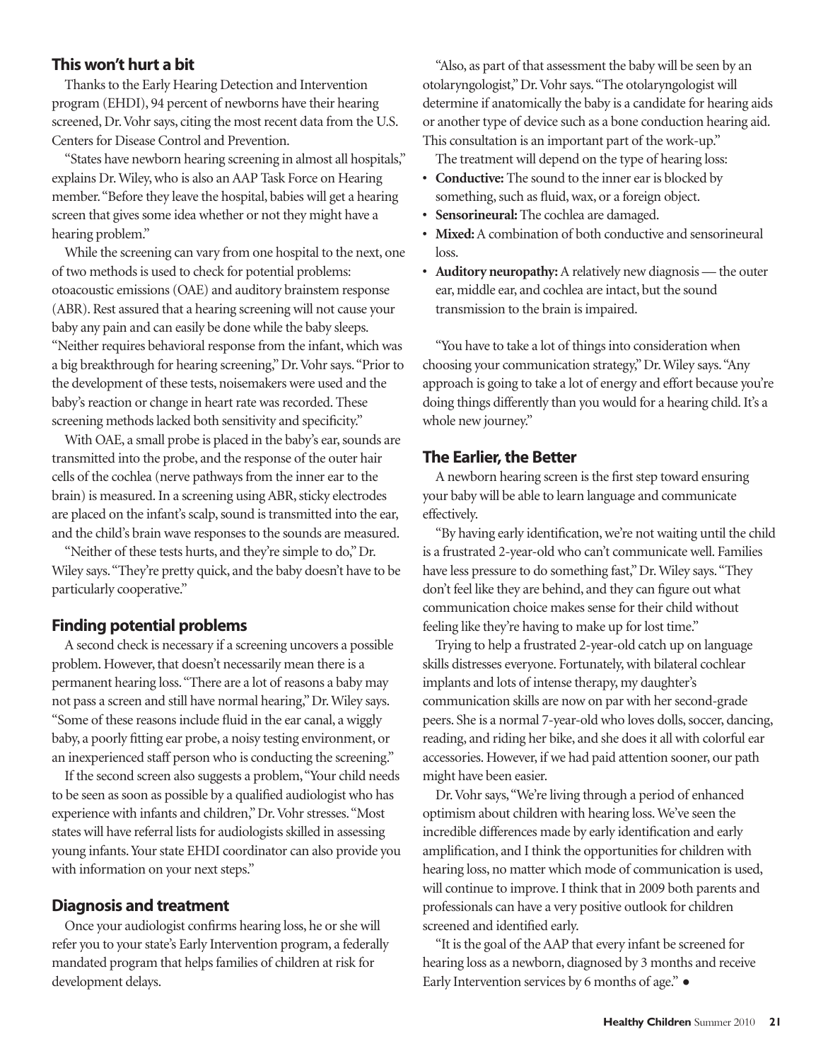## This won't hurt a bit

Thanks to the Early Hearing Detection and Intervention program (EHDI), 94 percent of newborns have their hearing screened, Dr. Vohr says, citing the most recent data from the U.S. Centers for Disease Control and Prevention.

"States have newborn hearing screening in almost all hospitals," explains Dr. Wiley, who is also an AAP Task Force on Hearing member. "Before they leave the hospital, babies will get a hearing screen that gives some idea whether or not they might have a hearing problem."

While the screening can vary from one hospital to the next, one of two methods is used to check for potential problems: otoacoustic emissions (OAE) and auditory brainstem response (ABR). Rest assured that a hearing screening will not cause your baby any pain and can easily be done while the baby sleeps. "Neither requires behavioral response from the infant, which was a big breakthrough for hearing screening," Dr. Vohr says. "Prior to the development of these tests, noisemakers were used and the baby's reaction or change in heart rate was recorded. These screening methods lacked both sensitivity and specificity."

With OAE, a small probe is placed in the baby's ear, sounds are transmitted into the probe, and the response of the outer hair cells of the cochlea (nerve pathways from the inner ear to the brain) is measured. In a screening using ABR, sticky electrodes are placed on the infant's scalp, sound is transmitted into the ear, and the child's brain wave responses to the sounds are measured.

"Neither of these tests hurts, and they're simple to do," Dr. Wiley says. "They're pretty quick, and the baby doesn't have to be particularly cooperative."

## Finding potential problems

A second check is necessary if a screening uncovers a possible problem. However, that doesn't necessarily mean there is a permanent hearing loss. "There are a lot of reasons a baby may not pass a screen and still have normal hearing," Dr. Wiley says. "Some of these reasons include fluid in the ear canal, a wiggly baby, a poorly fitting ear probe, a noisy testing environment, or an inexperienced staff person who is conducting the screening."

If the second screen also suggests a problem, "Your child needs to be seen as soon as possible by a qualified audiologist who has experience with infants and children," Dr. Vohr stresses. "Most states will have referral lists for audiologists skilled in assessing young infants. Your state EHDI coordinator can also provide you with information on your next steps."

## Diagnosis and treatment

Once your audiologist confirms hearing loss, he or she will refer you to your state's Early Intervention program, a federally mandated program that helps families of children at risk for development delays.

"Also, as part of that assessment the baby will be seen by an otolaryngologist," Dr. Vohr says. "The otolaryngologist will determine if anatomically the baby is a candidate for hearing aids or another type of device such as a bone conduction hearing aid. This consultation is an important part of the work-up."

The treatment will depend on the type of hearing loss:

- **Conductive:** The sound to the inner ear is blocked by something, such as fluid, wax, or a foreign object.
- **Sensorineural:** The cochlea are damaged.
- **Mixed:** A combination of both conductive and sensorineural loss.
- **Auditory neuropathy:** A relatively new diagnosis — the outer ear, middle ear, and cochlea are intact, but the sound transmission to the brain is impaired.

"You have to take a lot of things into consideration when choosing your communication strategy," Dr. Wiley says. "Any approach is going to take a lot of energy and effort because you're doing things differently than you would for a hearing child. It's a whole new journey."

## The Earlier, the Better

A newborn hearing screen is the first step toward ensuring your baby will be able to learn language and communicate effectively.

"By having early identification, we're not waiting until the child is a frustrated 2-year-old who can't communicate well. Families have less pressure to do something fast," Dr. Wiley says. "They don't feel like they are behind, and they can figure out what communication choice makes sense for their child without feeling like they're having to make up for lost time."

Trying to help a frustrated 2-year-old catch up on language skills distresses everyone. Fortunately, with bilateral cochlear implants and lots of intense therapy, my daughter's communication skills are now on par with her second-grade peers. She is a normal 7-year-old who loves dolls, soccer, dancing, reading, and riding her bike, and she does it all with colorful ear accessories. However, if we had paid attention sooner, our path might have been easier.

Dr. Vohr says, "We're living through a period of enhanced optimism about children with hearing loss. We've seen the incredible differences made by early identification and early amplification, and I think the opportunities for children with hearing loss, no matter which mode of communication is used, will continue to improve. I think that in 2009 both parents and professionals can have a very positive outlook for children screened and identified early.

"It is the goal of the AAP that every infant be screened for hearing loss as a newborn, diagnosed by 3 months and receive Early Intervention services by 6 months of age." ●